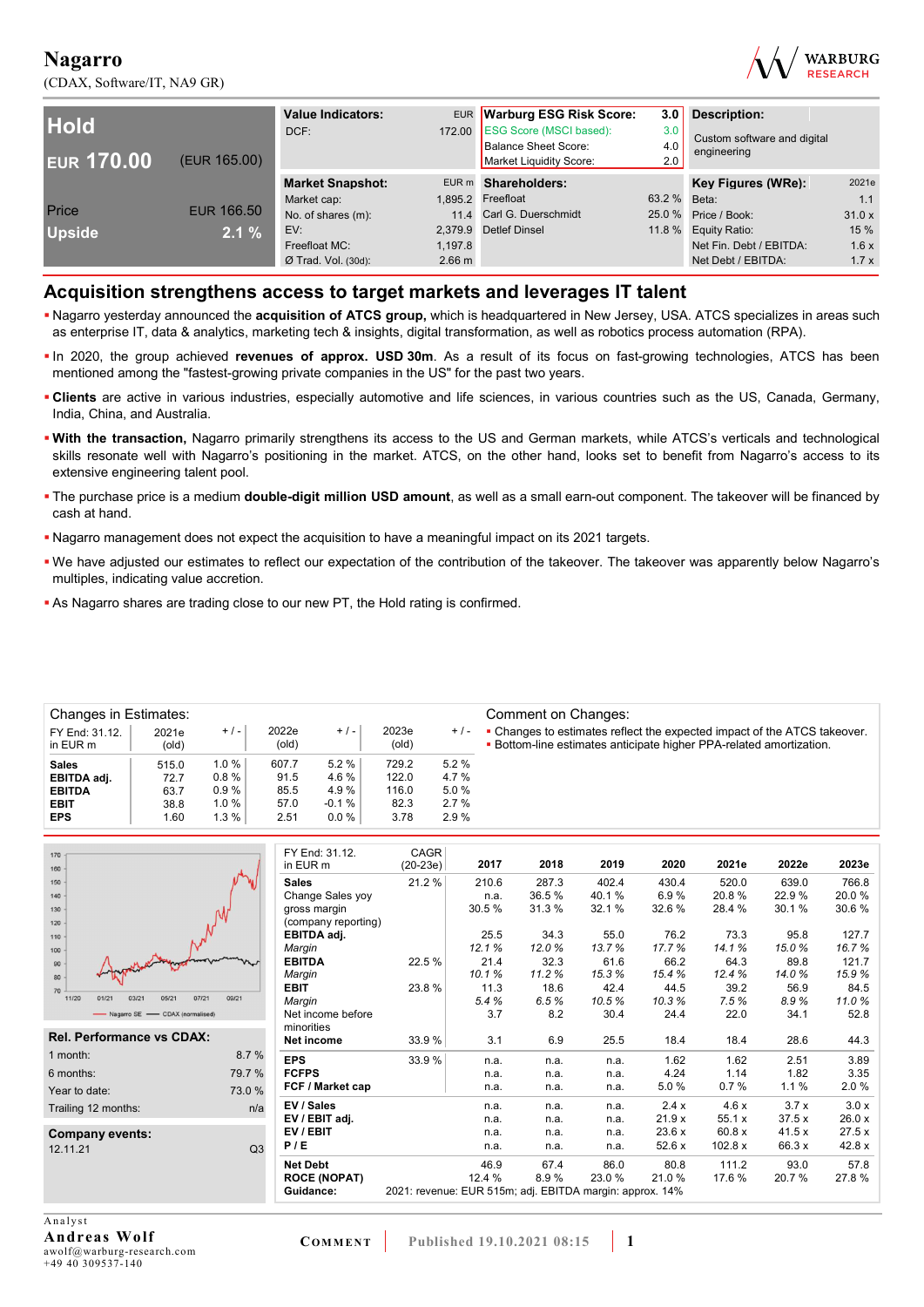# Nagarro

(CDAX, Software/IT, NA9 GR)

| Hold | |
|---|---|
| EUR 170.00 | (EUR 165.00) |
| Price | EUR 166.50 |
| Upside | 2.1 % |

| Value Indicators: | EUR |
|---|---|
| DCF: | 172.00 |

| Warburg ESG Risk Score: | 3.0 |
|---|---|
| ESG Score (MSCI based): | 3.0 |
| Balance Sheet Score: | 4.0 |
| Market Liquidity Score: | 2.0 |

**Description:**

Custom software and digital engineering

| Market Snapshot: | EUR m |
|---|---|
| Market cap: | 1,895.2 |
| No. of shares (m): | 11.4 |
| EV: | 2,379.9 |
| Freefloat MC: | 1,197.8 |
| Ø Trad. Vol. (30d): | 2.66 m |

| Shareholders: | |
|---|---|
| Freefloat | 63.2 % |
| Carl G. Duerschmidt | 25.0 % |
| Detlef Dinsel | 11.8 % |

| Key Figures (WRe): | 2021e |
|---|---|
| Beta: | 1.1 |
| Price / Book: | 31.0 x |
| Equity Ratio: | 15 % |
| Net Fin. Debt / EBITDA: | 1.6 x |
| Net Debt / EBITDA: | 1.7 x |

## Acquisition strengthens access to target markets and leverages IT talent

- Nagarro yesterday announced the **acquisition of ATCS group,** which is headquartered in New Jersey, USA. ATCS specializes in areas such as enterprise IT, data & analytics, marketing tech & insights, digital transformation, as well as robotics process automation (RPA).
- In 2020, the group achieved **revenues of approx. USD 30m**. As a result of its focus on fast-growing technologies, ATCS has been mentioned among the "fastest-growing private companies in the US" for the past two years.
- **Clients** are active in various industries, especially automotive and life sciences, in various countries such as the US, Canada, Germany, India, China, and Australia.
- **With the transaction,** Nagarro primarily strengthens its access to the US and German markets, while ATCS's verticals and technological skills resonate well with Nagarro's positioning in the market. ATCS, on the other hand, looks set to benefit from Nagarro's access to its extensive engineering talent pool.
- The purchase price is a medium **double-digit million USD amount**, as well as a small earn-out component. The takeover will be financed by cash at hand.
- Nagarro management does not expect the acquisition to have a meaningful impact on its 2021 targets.
- We have adjusted our estimates to reflect our expectation of the contribution of the takeover. The takeover was apparently below Nagarro's multiples, indicating value accretion.
- As Nagarro shares are trading close to our new PT, the Hold rating is confirmed.

**Changes in Estimates:**

| FY End: 31.12. in EUR m | 2021e (old) | + / - | 2022e (old) | + / - | 2023e (old) | + / - |
|---|---|---|---|---|---|---|
| **Sales** | 515.0 | 1.0 % | 607.7 | 5.2 % | 729.2 | 5.2 % |
| **EBITDA adj.** | 72.7 | 0.8 % | 91.5 | 4.6 % | 122.0 | 4.7 % |
| **EBITDA** | 63.7 | 0.9 % | 85.5 | 4.9 % | 116.0 | 5.0 % |
| **EBIT** | 38.8 | 1.0 % | 57.0 | -0.1 % | 82.3 | 2.7 % |
| **EPS** | 1.60 | 1.3 % | 2.51 | 0.0 % | 3.78 | 2.9 % |

**Comment on Changes:**

- Changes to estimates reflect the expected impact of the ATCS takeover.
- Bottom-line estimates anticipate higher PPA-related amortization.

**Rel. Performance vs CDAX:**

| | |
|---|---|
| 1 month: | 8.7 % |
| 6 months: | 79.7 % |
| Year to date: | 73.0 % |
| Trailing 12 months: | n/a |

**Company events:**

| | |
|---|---|
| 12.11.21 | Q3 |

| FY End: 31.12. in EUR m | CAGR (20-23e) | 2017 | 2018 | 2019 | 2020 | 2021e | 2022e | 2023e |
|---|---|---|---|---|---|---|---|---|
| **Sales** | 21.2 % | 210.6 | 287.3 | 402.4 | 430.4 | 520.0 | 639.0 | 766.8 |
| Change Sales yoy | | n.a. | 36.5 % | 40.1 % | 6.9 % | 20.8 % | 22.9 % | 20.0 % |
| gross margin (company reporting) | | 30.5 % | 31.3 % | 32.1 % | 32.6 % | 28.4 % | 30.1 % | 30.6 % |
| **EBITDA adj.** | | 25.5 | 34.3 | 55.0 | 76.2 | 73.3 | 95.8 | 127.7 |
| *Margin* | | 12.1 % | 12.0 % | 13.7 % | 17.7 % | 14.1 % | 15.0 % | 16.7 % |
| **EBITDA** | 22.5 % | 21.4 | 32.3 | 61.6 | 66.2 | 64.3 | 89.8 | 121.7 |
| *Margin* | | 10.1 % | 11.2 % | 15.3 % | 15.4 % | 12.4 % | 14.0 % | 15.9 % |
| **EBIT** | 23.8 % | 11.3 | 18.6 | 42.4 | 44.5 | 39.2 | 56.9 | 84.5 |
| *Margin* | | 5.4 % | 6.5 % | 10.5 % | 10.3 % | 7.5 % | 8.9 % | 11.0 % |
| Net income before minorities | | 3.7 | 8.2 | 30.4 | 24.4 | 22.0 | 34.1 | 52.8 |
| **Net income** | 33.9 % | 3.1 | 6.9 | 25.5 | 18.4 | 18.4 | 28.6 | 44.3 |
| **EPS** | 33.9 % | n.a. | n.a. | n.a. | 1.62 | 1.62 | 2.51 | 3.89 |
| **FCFPS** | | n.a. | n.a. | n.a. | 4.24 | 1.14 | 1.82 | 3.35 |
| **FCF / Market cap** | | n.a. | n.a. | n.a. | 5.0 % | 0.7 % | 1.1 % | 2.0 % |
| **EV / Sales** | | n.a. | n.a. | n.a. | 2.4 x | 4.6 x | 3.7 x | 3.0 x |
| **EV / EBIT adj.** | | n.a. | n.a. | n.a. | 21.9 x | 55.1 x | 37.5 x | 26.0 x |
| **EV / EBIT** | | n.a. | n.a. | n.a. | 23.6 x | 60.8 x | 41.5 x | 27.5 x |
| **P / E** | | n.a. | n.a. | n.a. | 52.6 x | 102.8 x | 66.3 x | 42.8 x |
| **Net Debt** | | 46.9 | 67.4 | 86.0 | 80.8 | 111.2 | 93.0 | 57.8 |
| **ROCE (NOPAT)** | | 12.4 % | 8.9 % | 23.0 % | 21.0 % | 17.6 % | 20.7 % | 27.8 % |
| **Guidance:** | 2021: revenue: EUR 515m; adj. EBITDA margin: approx. 14% | | | | | | | |

Analyst
**Andreas Wolf**
awolf@warburg-research.com
+49 40 309537-140

COMMENT | Published 19.10.2021 08:15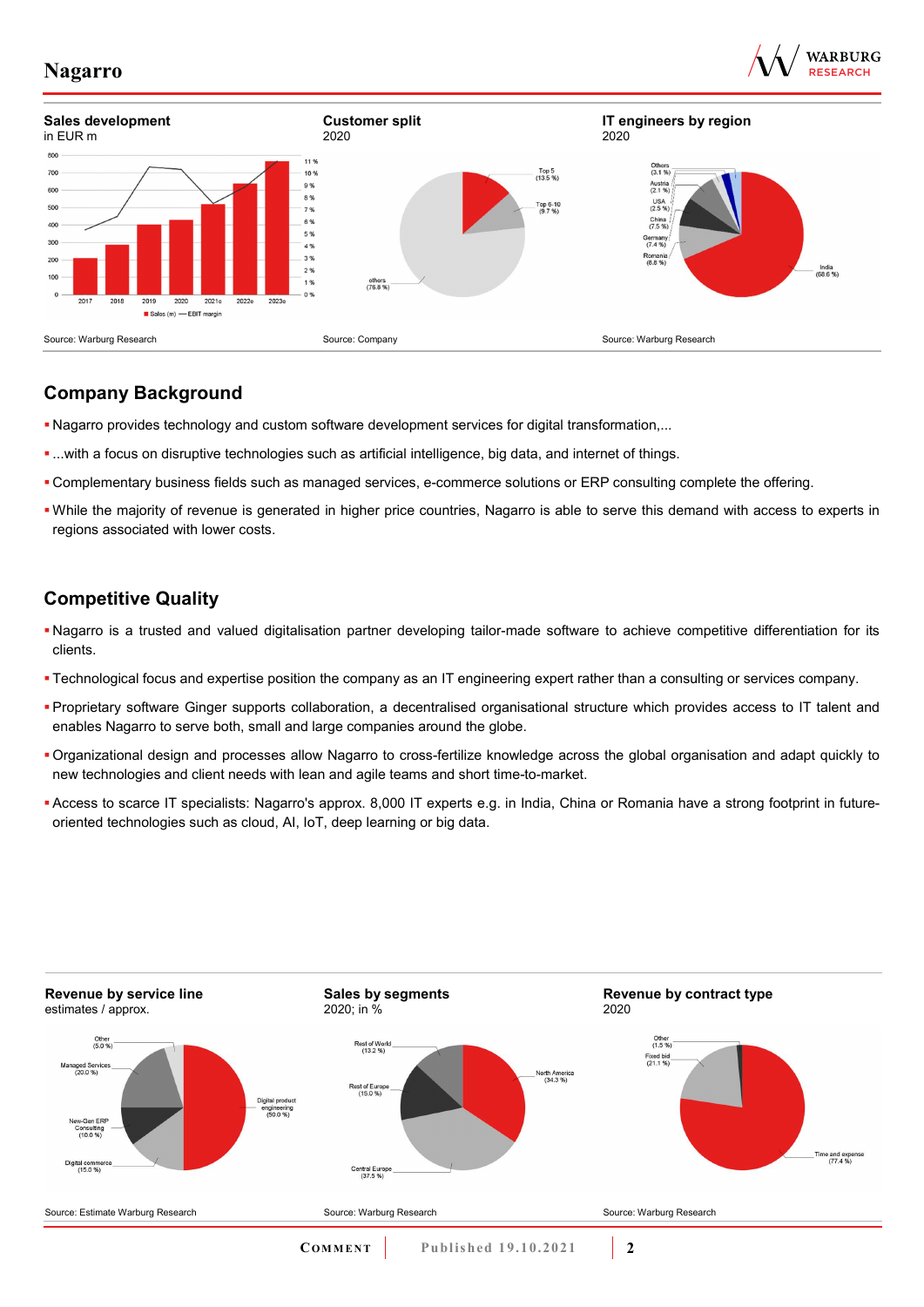**Sales development**
in EUR m

Source: Warburg Research

**Customer split**
2020

Source: Company

**IT engineers by region**
2020

Source: Warburg Research

## Company Background

- Nagarro provides technology and custom software development services for digital transformation,...
- ...with a focus on disruptive technologies such as artificial intelligence, big data, and internet of things.
- Complementary business fields such as managed services, e-commerce solutions or ERP consulting complete the offering.
- While the majority of revenue is generated in higher price countries, Nagarro is able to serve this demand with access to experts in regions associated with lower costs.

## Competitive Quality

- Nagarro is a trusted and valued digitalisation partner developing tailor-made software to achieve competitive differentiation for its clients.
- Technological focus and expertise position the company as an IT engineering expert rather than a consulting or services company.
- Proprietary software Ginger supports collaboration, a decentralised organisational structure which provides access to IT talent and enables Nagarro to serve both, small and large companies around the globe.
- Organizational design and processes allow Nagarro to cross-fertilize knowledge across the global organisation and adapt quickly to new technologies and client needs with lean and agile teams and short time-to-market.
- Access to scarce IT specialists: Nagarro's approx. 8,000 IT experts e.g. in India, China or Romania have a strong footprint in future-oriented technologies such as cloud, AI, IoT, deep learning or big data.

**Revenue by service line**
estimates / approx.

Source: Estimate Warburg Research

**Sales by segments**
2020; in %

Source: Warburg Research

**Revenue by contract type**
2020

Source: Warburg Research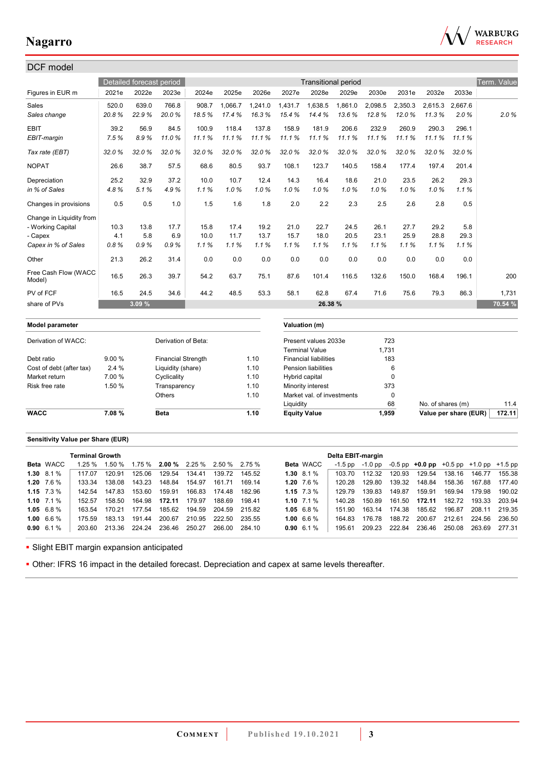## DCF model

| Figures in EUR m | Detailed forecast period | | | Transitional period | | | | | | | | | | Term. Value |
|---|---|---|---|---|---|---|---|---|---|---|---|---|---|---|
| | 2021e | 2022e | 2023e | 2024e | 2025e | 2026e | 2027e | 2028e | 2029e | 2030e | 2031e | 2032e | 2033e | |
| Sales | 520.0 | 639.0 | 766.8 | 908.7 | 1,066.7 | 1,241.0 | 1,431.7 | 1,638.5 | 1,861.0 | 2,098.5 | 2,350.3 | 2,615.3 | 2,667.6 | |
| *Sales change* | *20.8 %* | *22.9 %* | *20.0 %* | *18.5 %* | *17.4 %* | *16.3 %* | *15.4 %* | *14.4 %* | *13.6 %* | *12.8 %* | *12.0 %* | *11.3 %* | *2.0 %* | *2.0 %* |
| EBIT | 39.2 | 56.9 | 84.5 | 100.9 | 118.4 | 137.8 | 158.9 | 181.9 | 206.6 | 232.9 | 260.9 | 290.3 | 296.1 | |
| *EBIT-margin* | *7.5 %* | *8.9 %* | *11.0 %* | *11.1 %* | *11.1 %* | *11.1 %* | *11.1 %* | *11.1 %* | *11.1 %* | *11.1 %* | *11.1 %* | *11.1 %* | *11.1 %* | |
| *Tax rate (EBT)* | *32.0 %* | *32.0 %* | *32.0 %* | *32.0 %* | *32.0 %* | *32.0 %* | *32.0 %* | *32.0 %* | *32.0 %* | *32.0 %* | *32.0 %* | *32.0 %* | *32.0 %* | |
| NOPAT | 26.6 | 38.7 | 57.5 | 68.6 | 80.5 | 93.7 | 108.1 | 123.7 | 140.5 | 158.4 | 177.4 | 197.4 | 201.4 | |
| Depreciation | 25.2 | 32.9 | 37.2 | 10.0 | 10.7 | 12.4 | 14.3 | 16.4 | 18.6 | 21.0 | 23.5 | 26.2 | 29.3 | |
| *in % of Sales* | *4.8 %* | *5.1 %* | *4.9 %* | *1.1 %* | *1.0 %* | *1.0 %* | *1.0 %* | *1.0 %* | *1.0 %* | *1.0 %* | *1.0 %* | *1.0 %* | *1.1 %* | |
| Changes in provisions | 0.5 | 0.5 | 1.0 | 1.5 | 1.6 | 1.8 | 2.0 | 2.2 | 2.3 | 2.5 | 2.6 | 2.8 | 0.5 | |
| Change in Liquidity from | | | | | | | | | | | | | | |
| - Working Capital | 10.3 | 13.8 | 17.7 | 15.8 | 17.4 | 19.2 | 21.0 | 22.7 | 24.5 | 26.1 | 27.7 | 29.2 | 5.8 | |
| - Capex | 4.1 | 5.8 | 6.9 | 10.0 | 11.7 | 13.7 | 15.7 | 18.0 | 20.5 | 23.1 | 25.9 | 28.8 | 29.3 | |
| *Capex in % of Sales* | *0.8 %* | *0.9 %* | *0.9 %* | *1.1 %* | *1.1 %* | *1.1 %* | *1.1 %* | *1.1 %* | *1.1 %* | *1.1 %* | *1.1 %* | *1.1 %* | *1.1 %* | |
| Other | 21.3 | 26.2 | 31.4 | 0.0 | 0.0 | 0.0 | 0.0 | 0.0 | 0.0 | 0.0 | 0.0 | 0.0 | 0.0 | |
| Free Cash Flow (WACC Model) | 16.5 | 26.3 | 39.7 | 54.2 | 63.7 | 75.1 | 87.6 | 101.4 | 116.5 | 132.6 | 150.0 | 168.4 | 196.1 | 200 |
| PV of FCF | 16.5 | 24.5 | 34.6 | 44.2 | 48.5 | 53.3 | 58.1 | 62.8 | 67.4 | 71.6 | 75.6 | 79.3 | 86.3 | 1,731 |
| share of PVs | 3.09 % | | | 26.38 % | | | | | | | | | | 70.54 % |

| Model parameter | | | |
|---|---|---|---|
| Derivation of WACC: | | Derivation of Beta: | |
| Debt ratio | 9.00 % | Financial Strength | 1.10 |
| Cost of debt (after tax) | 2.4 % | Liquidity (share) | 1.10 |
| Market return | 7.00 % | Cyclicality | 1.10 |
| Risk free rate | 1.50 % | Transparency | 1.10 |
| | | Others | 1.10 |
| **WACC** | **7.08 %** | **Beta** | **1.10** |

| Valuation (m) | | | |
|---|---|---|---|
| Present values 2033e | 723 | | |
| Terminal Value | 1,731 | | |
| Financial liabilities | 183 | | |
| Pension liabilities | 6 | | |
| Hybrid capital | 0 | | |
| Minority interest | 373 | | |
| Market val. of investments | 0 | | |
| Liquidity | 68 | No. of shares (m) | 11.4 |
| **Equity Value** | **1,959** | **Value per share (EUR)** | **172.11** |

### Sensitivity Value per Share (EUR)

| Beta | WACC | Terminal Growth 1.25 % | 1.50 % | 1.75 % | **2.00 %** | 2.25 % | 2.50 % | 2.75 % |
|---|---|---|---|---|---|---|---|---|
| **1.30** | 8.1 % | 117.07 | 120.91 | 125.06 | 129.54 | 134.41 | 139.72 | 145.52 |
| **1.20** | 7.6 % | 133.34 | 138.08 | 143.23 | 148.84 | 154.97 | 161.71 | 169.14 |
| **1.15** | 7.3 % | 142.54 | 147.83 | 153.60 | 159.91 | 166.83 | 174.48 | 182.96 |
| **1.10** | 7.1 % | 152.57 | 158.50 | 164.98 | **172.11** | 179.97 | 188.69 | 198.41 |
| **1.05** | 6.8 % | 163.54 | 170.21 | 177.54 | 185.62 | 194.59 | 204.59 | 215.82 |
| **1.00** | 6.6 % | 175.59 | 183.13 | 191.44 | 200.67 | 210.95 | 222.50 | 235.55 |
| **0.90** | 6.1 % | 203.60 | 213.36 | 224.24 | 236.46 | 250.27 | 266.00 | 284.10 |

| Beta | WACC | Delta EBIT-margin -1.5 pp | -1.0 pp | -0.5 pp | **+0.0 pp** | +0.5 pp | +1.0 pp | +1.5 pp |
|---|---|---|---|---|---|---|---|---|
| **1.30** | 8.1 % | 103.70 | 112.32 | 120.93 | 129.54 | 138.16 | 146.77 | 155.38 |
| **1.20** | 7.6 % | 120.28 | 129.80 | 139.32 | 148.84 | 158.36 | 167.88 | 177.40 |
| **1.15** | 7.3 % | 129.79 | 139.83 | 149.87 | 159.91 | 169.94 | 179.98 | 190.02 |
| **1.10** | 7.1 % | 140.28 | 150.89 | 161.50 | **172.11** | 182.72 | 193.33 | 203.94 |
| **1.05** | 6.8 % | 151.90 | 163.14 | 174.38 | 185.62 | 196.87 | 208.11 | 219.35 |
| **1.00** | 6.6 % | 164.83 | 176.78 | 188.72 | 200.67 | 212.61 | 224.56 | 236.50 |
| **0.90** | 6.1 % | 195.61 | 209.23 | 222.84 | 236.46 | 250.08 | 263.69 | 277.31 |

- Slight EBIT margin expansion anticipated
- Other: IFRS 16 impact in the detailed forecast. Depreciation and capex at same levels thereafter.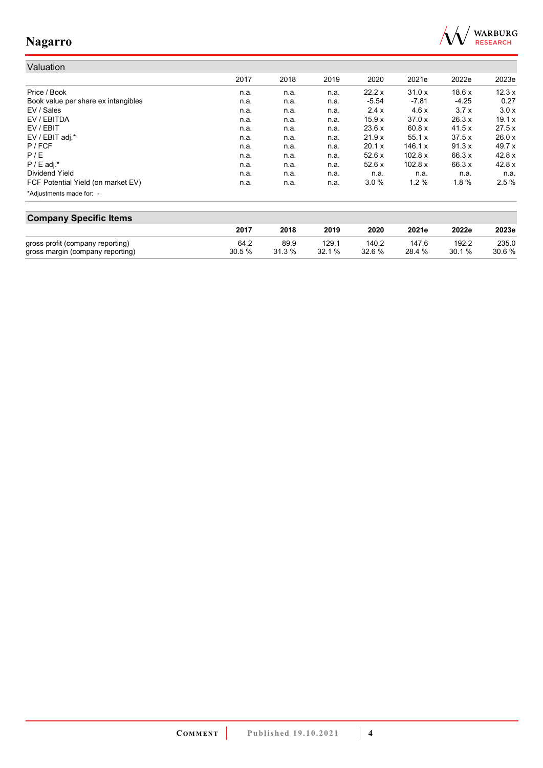## Valuation

| | 2017 | 2018 | 2019 | 2020 | 2021e | 2022e | 2023e |
|---|---|---|---|---|---|---|---|
| Price / Book | n.a. | n.a. | n.a. | 22.2 x | 31.0 x | 18.6 x | 12.3 x |
| Book value per share ex intangibles | n.a. | n.a. | n.a. | -5.54 | -7.81 | -4.25 | 0.27 |
| EV / Sales | n.a. | n.a. | n.a. | 2.4 x | 4.6 x | 3.7 x | 3.0 x |
| EV / EBITDA | n.a. | n.a. | n.a. | 15.9 x | 37.0 x | 26.3 x | 19.1 x |
| EV / EBIT | n.a. | n.a. | n.a. | 23.6 x | 60.8 x | 41.5 x | 27.5 x |
| EV / EBIT adj.* | n.a. | n.a. | n.a. | 21.9 x | 55.1 x | 37.5 x | 26.0 x |
| P / FCF | n.a. | n.a. | n.a. | 20.1 x | 146.1 x | 91.3 x | 49.7 x |
| P / E | n.a. | n.a. | n.a. | 52.6 x | 102.8 x | 66.3 x | 42.8 x |
| P / E adj.* | n.a. | n.a. | n.a. | 52.6 x | 102.8 x | 66.3 x | 42.8 x |
| Dividend Yield | n.a. | n.a. | n.a. | n.a. | n.a. | n.a. | n.a. |
| FCF Potential Yield (on market EV) | n.a. | n.a. | n.a. | 3.0 % | 1.2 % | 1.8 % | 2.5 % |

*Adjustments made for: -

## Company Specific Items

| | 2017 | 2018 | 2019 | 2020 | 2021e | 2022e | 2023e |
|---|---|---|---|---|---|---|---|
| gross profit (company reporting) | 64.2 | 89.9 | 129.1 | 140.2 | 147.6 | 192.2 | 235.0 |
| gross margin (company reporting) | 30.5 % | 31.3 % | 32.1 % | 32.6 % | 28.4 % | 30.1 % | 30.6 % |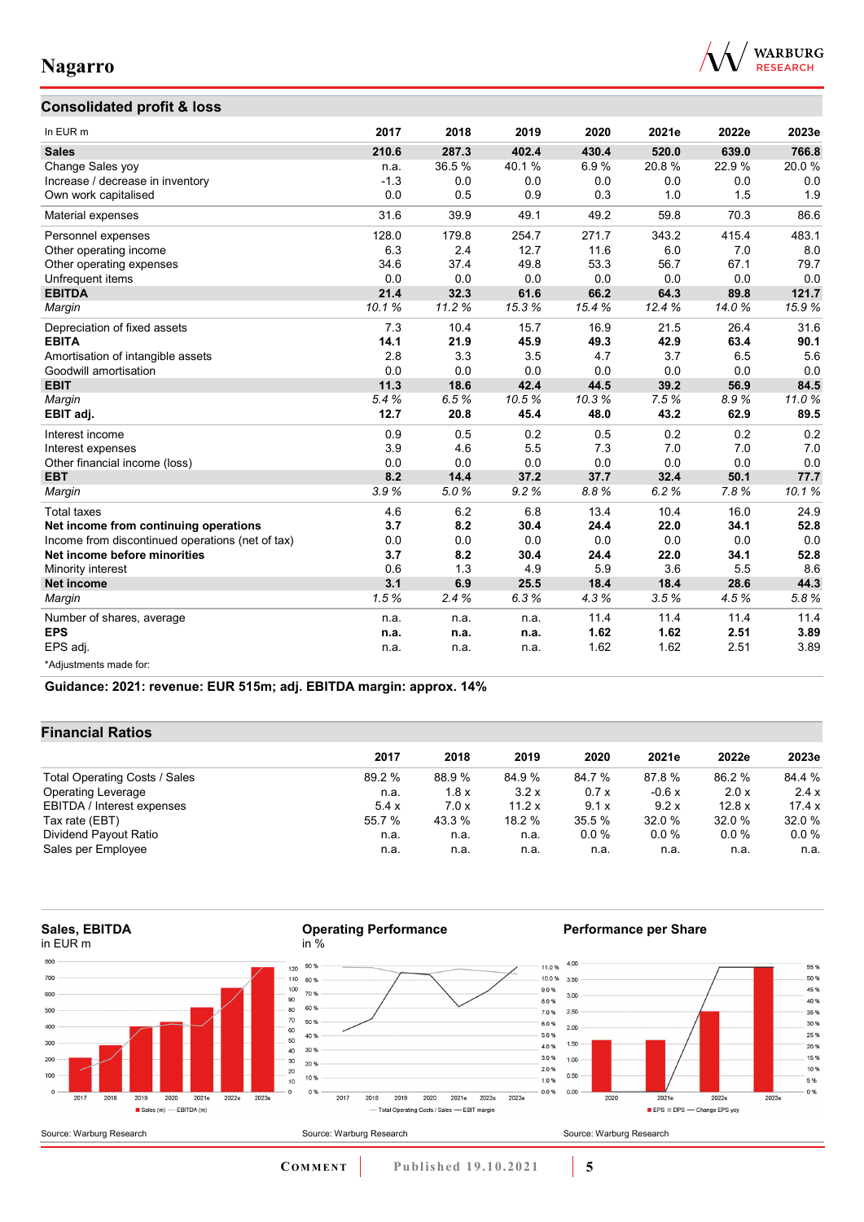## Consolidated profit & loss

| In EUR m | 2017 | 2018 | 2019 | 2020 | 2021e | 2022e | 2023e |
|---|---|---|---|---|---|---|---|
| **Sales** | **210.6** | **287.3** | **402.4** | **430.4** | **520.0** | **639.0** | **766.8** |
| Change Sales yoy | n.a. | 36.5 % | 40.1 % | 6.9 % | 20.8 % | 22.9 % | 20.0 % |
| Increase / decrease in inventory | -1.3 | 0.0 | 0.0 | 0.0 | 0.0 | 0.0 | 0.0 |
| Own work capitalised | 0.0 | 0.5 | 0.9 | 0.3 | 1.0 | 1.5 | 1.9 |
| Material expenses | 31.6 | 39.9 | 49.1 | 49.2 | 59.8 | 70.3 | 86.6 |
| Personnel expenses | 128.0 | 179.8 | 254.7 | 271.7 | 343.2 | 415.4 | 483.1 |
| Other operating income | 6.3 | 2.4 | 12.7 | 11.6 | 6.0 | 7.0 | 8.0 |
| Other operating expenses | 34.6 | 37.4 | 49.8 | 53.3 | 56.7 | 67.1 | 79.7 |
| Unfrequent items | 0.0 | 0.0 | 0.0 | 0.0 | 0.0 | 0.0 | 0.0 |
| **EBITDA** | **21.4** | **32.3** | **61.6** | **66.2** | **64.3** | **89.8** | **121.7** |
| *Margin* | *10.1 %* | *11.2 %* | *15.3 %* | *15.4 %* | *12.4 %* | *14.0 %* | *15.9 %* |
| Depreciation of fixed assets | 7.3 | 10.4 | 15.7 | 16.9 | 21.5 | 26.4 | 31.6 |
| **EBITA** | **14.1** | **21.9** | **45.9** | **49.3** | **42.9** | **63.4** | **90.1** |
| Amortisation of intangible assets | 2.8 | 3.3 | 3.5 | 4.7 | 3.7 | 6.5 | 5.6 |
| Goodwill amortisation | 0.0 | 0.0 | 0.0 | 0.0 | 0.0 | 0.0 | 0.0 |
| **EBIT** | **11.3** | **18.6** | **42.4** | **44.5** | **39.2** | **56.9** | **84.5** |
| *Margin* | *5.4 %* | *6.5 %* | *10.5 %* | *10.3 %* | *7.5 %* | *8.9 %* | *11.0 %* |
| **EBIT adj.** | **12.7** | **20.8** | **45.4** | **48.0** | **43.2** | **62.9** | **89.5** |
| Interest income | 0.9 | 0.5 | 0.2 | 0.5 | 0.2 | 0.2 | 0.2 |
| Interest expenses | 3.9 | 4.6 | 5.5 | 7.3 | 7.0 | 7.0 | 7.0 |
| Other financial income (loss) | 0.0 | 0.0 | 0.0 | 0.0 | 0.0 | 0.0 | 0.0 |
| **EBT** | **8.2** | **14.4** | **37.2** | **37.7** | **32.4** | **50.1** | **77.7** |
| *Margin* | *3.9 %* | *5.0 %* | *9.2 %* | *8.8 %* | *6.2 %* | *7.8 %* | *10.1 %* |
| Total taxes | 4.6 | 6.2 | 6.8 | 13.4 | 10.4 | 16.0 | 24.9 |
| **Net income from continuing operations** | **3.7** | **8.2** | **30.4** | **24.4** | **22.0** | **34.1** | **52.8** |
| Income from discontinued operations (net of tax) | 0.0 | 0.0 | 0.0 | 0.0 | 0.0 | 0.0 | 0.0 |
| **Net income before minorities** | **3.7** | **8.2** | **30.4** | **24.4** | **22.0** | **34.1** | **52.8** |
| Minority interest | 0.6 | 1.3 | 4.9 | 5.9 | 3.6 | 5.5 | 8.6 |
| **Net income** | **3.1** | **6.9** | **25.5** | **18.4** | **18.4** | **28.6** | **44.3** |
| *Margin* | *1.5 %* | *2.4 %* | *6.3 %* | *4.3 %* | *3.5 %* | *4.5 %* | *5.8 %* |
| Number of shares, average | n.a. | n.a. | n.a. | 11.4 | 11.4 | 11.4 | 11.4 |
| **EPS** | **n.a.** | **n.a.** | **n.a.** | **1.62** | **1.62** | **2.51** | **3.89** |
| EPS adj. | n.a. | n.a. | n.a. | 1.62 | 1.62 | 2.51 | 3.89 |

*Adjustments made for:

**Guidance: 2021: revenue: EUR 515m; adj. EBITDA margin: approx. 14%**

## Financial Ratios

| | 2017 | 2018 | 2019 | 2020 | 2021e | 2022e | 2023e |
|---|---|---|---|---|---|---|---|
| Total Operating Costs / Sales | 89.2 % | 88.9 % | 84.9 % | 84.7 % | 87.8 % | 86.2 % | 84.4 % |
| Operating Leverage | n.a. | 1.8 x | 3.2 x | 0.7 x | -0.6 x | 2.0 x | 2.4 x |
| EBITDA / Interest expenses | 5.4 x | 7.0 x | 11.2 x | 9.1 x | 9.2 x | 12.8 x | 17.4 x |
| Tax rate (EBT) | 55.7 % | 43.3 % | 18.2 % | 35.5 % | 32.0 % | 32.0 % | 32.0 % |
| Dividend Payout Ratio | n.a. | n.a. | n.a. | 0.0 % | 0.0 % | 0.0 % | 0.0 % |
| Sales per Employee | n.a. | n.a. | n.a. | n.a. | n.a. | n.a. | n.a. |

**Sales, EBITDA**
in EUR m

Source: Warburg Research

**Operating Performance**
in %

Source: Warburg Research

**Performance per Share**

Source: Warburg Research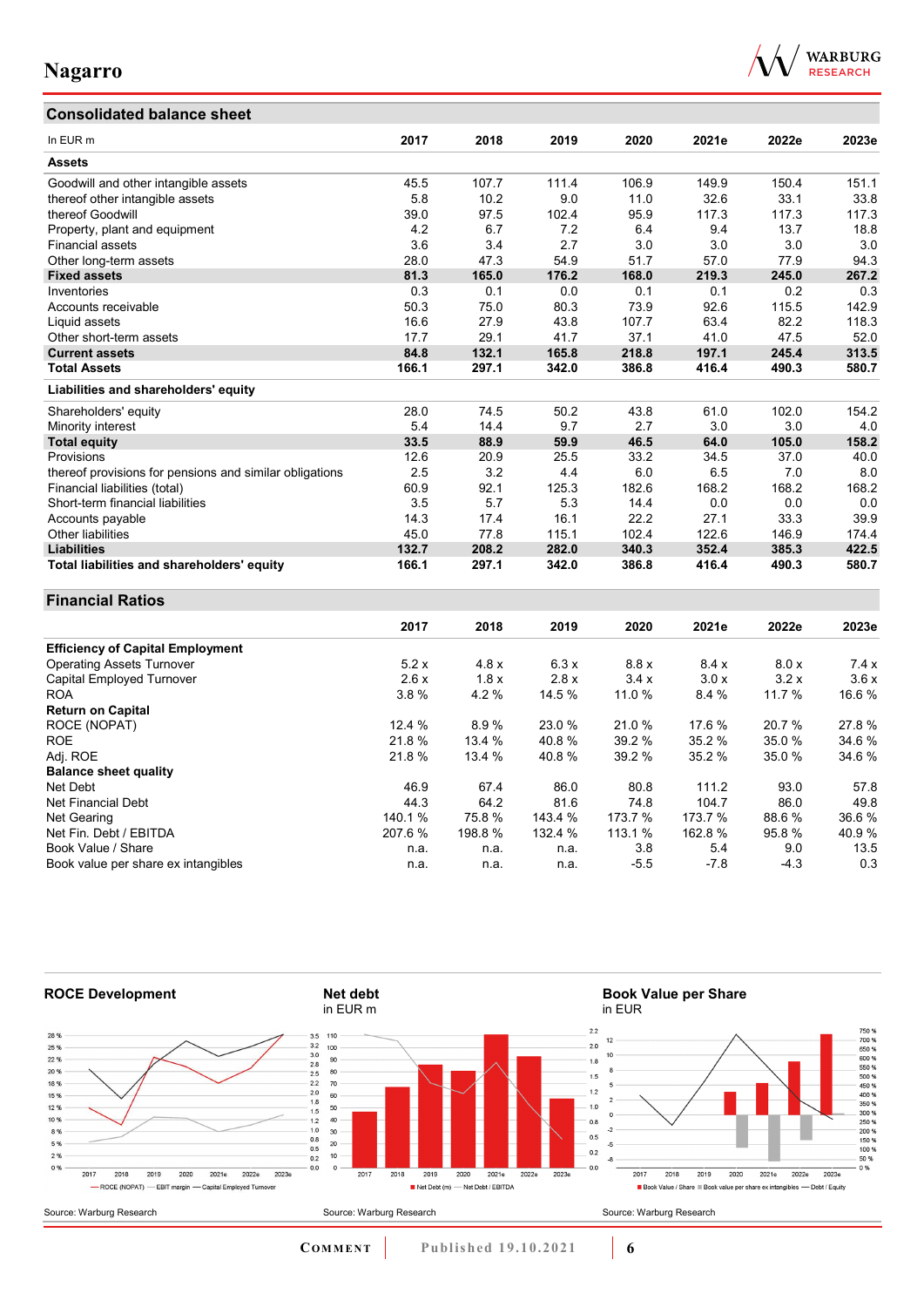## Consolidated balance sheet

| In EUR m | 2017 | 2018 | 2019 | 2020 | 2021e | 2022e | 2023e |
|---|---|---|---|---|---|---|---|
| **Assets** | | | | | | | |
| Goodwill and other intangible assets | 45.5 | 107.7 | 111.4 | 106.9 | 149.9 | 150.4 | 151.1 |
| thereof other intangible assets | 5.8 | 10.2 | 9.0 | 11.0 | 32.6 | 33.1 | 33.8 |
| thereof Goodwill | 39.0 | 97.5 | 102.4 | 95.9 | 117.3 | 117.3 | 117.3 |
| Property, plant and equipment | 4.2 | 6.7 | 7.2 | 6.4 | 9.4 | 13.7 | 18.8 |
| Financial assets | 3.6 | 3.4 | 2.7 | 3.0 | 3.0 | 3.0 | 3.0 |
| Other long-term assets | 28.0 | 47.3 | 54.9 | 51.7 | 57.0 | 77.9 | 94.3 |
| **Fixed assets** | **81.3** | **165.0** | **176.2** | **168.0** | **219.3** | **245.0** | **267.2** |
| Inventories | 0.3 | 0.1 | 0.0 | 0.1 | 0.1 | 0.2 | 0.3 |
| Accounts receivable | 50.3 | 75.0 | 80.3 | 73.9 | 92.6 | 115.5 | 142.9 |
| Liquid assets | 16.6 | 27.9 | 43.8 | 107.7 | 63.4 | 82.2 | 118.3 |
| Other short-term assets | 17.7 | 29.1 | 41.7 | 37.1 | 41.0 | 47.5 | 52.0 |
| **Current assets** | **84.8** | **132.1** | **165.8** | **218.8** | **197.1** | **245.4** | **313.5** |
| **Total Assets** | **166.1** | **297.1** | **342.0** | **386.8** | **416.4** | **490.3** | **580.7** |
| **Liabilities and shareholders' equity** | | | | | | | |
| Shareholders' equity | 28.0 | 74.5 | 50.2 | 43.8 | 61.0 | 102.0 | 154.2 |
| Minority interest | 5.4 | 14.4 | 9.7 | 2.7 | 3.0 | 3.0 | 4.0 |
| **Total equity** | **33.5** | **88.9** | **59.9** | **46.5** | **64.0** | **105.0** | **158.2** |
| Provisions | 12.6 | 20.9 | 25.5 | 33.2 | 34.5 | 37.0 | 40.0 |
| thereof provisions for pensions and similar obligations | 2.5 | 3.2 | 4.4 | 6.0 | 6.5 | 7.0 | 8.0 |
| Financial liabilities (total) | 60.9 | 92.1 | 125.3 | 182.6 | 168.2 | 168.2 | 168.2 |
| Short-term financial liabilities | 3.5 | 5.7 | 5.3 | 14.4 | 0.0 | 0.0 | 0.0 |
| Accounts payable | 14.3 | 17.4 | 16.1 | 22.2 | 27.1 | 33.3 | 39.9 |
| Other liabilities | 45.0 | 77.8 | 115.1 | 102.4 | 122.6 | 146.9 | 174.4 |
| **Liabilities** | **132.7** | **208.2** | **282.0** | **340.3** | **352.4** | **385.3** | **422.5** |
| **Total liabilities and shareholders' equity** | **166.1** | **297.1** | **342.0** | **386.8** | **416.4** | **490.3** | **580.7** |

## Financial Ratios

| | 2017 | 2018 | 2019 | 2020 | 2021e | 2022e | 2023e |
|---|---|---|---|---|---|---|---|
| **Efficiency of Capital Employment** | | | | | | | |
| Operating Assets Turnover | 5.2 x | 4.8 x | 6.3 x | 8.8 x | 8.4 x | 8.0 x | 7.4 x |
| Capital Employed Turnover | 2.6 x | 1.8 x | 2.8 x | 3.4 x | 3.0 x | 3.2 x | 3.6 x |
| ROA | 3.8 % | 4.2 % | 14.5 % | 11.0 % | 8.4 % | 11.7 % | 16.6 % |
| **Return on Capital** | | | | | | | |
| ROCE (NOPAT) | 12.4 % | 8.9 % | 23.0 % | 21.0 % | 17.6 % | 20.7 % | 27.8 % |
| ROE | 21.8 % | 13.4 % | 40.8 % | 39.2 % | 35.2 % | 35.0 % | 34.6 % |
| Adj. ROE | 21.8 % | 13.4 % | 40.8 % | 39.2 % | 35.2 % | 35.0 % | 34.6 % |
| **Balance sheet quality** | | | | | | | |
| Net Debt | 46.9 | 67.4 | 86.0 | 80.8 | 111.2 | 93.0 | 57.8 |
| Net Financial Debt | 44.3 | 64.2 | 81.6 | 74.8 | 104.7 | 86.0 | 49.8 |
| Net Gearing | 140.1 % | 75.8 % | 143.4 % | 173.7 % | 173.7 % | 88.6 % | 36.6 % |
| Net Fin. Debt / EBITDA | 207.6 % | 198.8 % | 132.4 % | 113.1 % | 162.8 % | 95.8 % | 40.9 % |
| Book Value / Share | n.a. | n.a. | n.a. | 3.8 | 5.4 | 9.0 | 13.5 |
| Book value per share ex intangibles | n.a. | n.a. | n.a. | -5.5 | -7.8 | -4.3 | 0.3 |

**ROCE Development**

Source: Warburg Research

**Net debt**
in EUR m

Source: Warburg Research

**Book Value per Share**
in EUR

Source: Warburg Research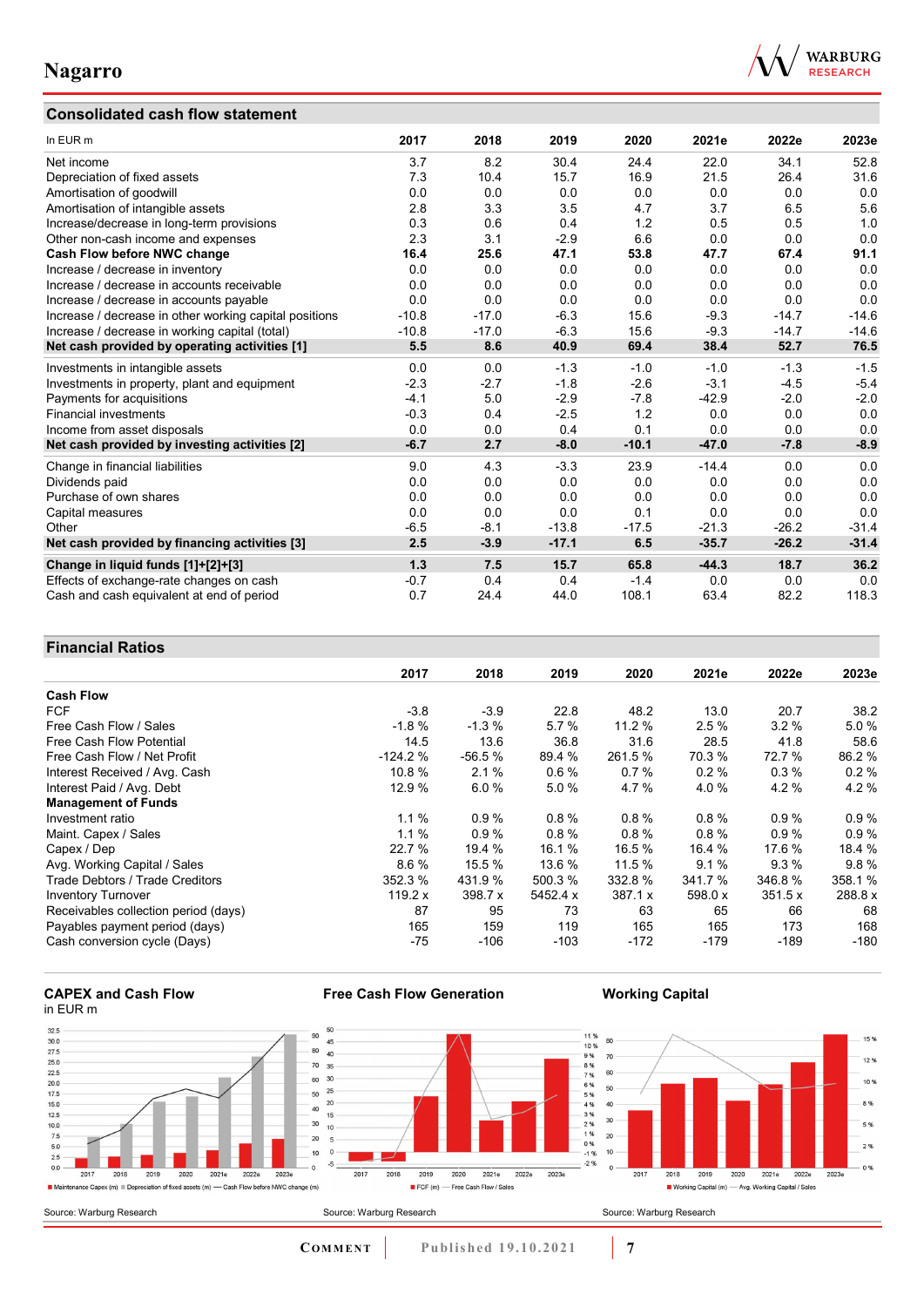## Consolidated cash flow statement

| In EUR m | 2017 | 2018 | 2019 | 2020 | 2021e | 2022e | 2023e |
|---|---|---|---|---|---|---|---|
| Net income | 3.7 | 8.2 | 30.4 | 24.4 | 22.0 | 34.1 | 52.8 |
| Depreciation of fixed assets | 7.3 | 10.4 | 15.7 | 16.9 | 21.5 | 26.4 | 31.6 |
| Amortisation of goodwill | 0.0 | 0.0 | 0.0 | 0.0 | 0.0 | 0.0 | 0.0 |
| Amortisation of intangible assets | 2.8 | 3.3 | 3.5 | 4.7 | 3.7 | 6.5 | 5.6 |
| Increase/decrease in long-term provisions | 0.3 | 0.6 | 0.4 | 1.2 | 0.5 | 0.5 | 1.0 |
| Other non-cash income and expenses | 2.3 | 3.1 | -2.9 | 6.6 | 0.0 | 0.0 | 0.0 |
| **Cash Flow before NWC change** | **16.4** | **25.6** | **47.1** | **53.8** | **47.7** | **67.4** | **91.1** |
| Increase / decrease in inventory | 0.0 | 0.0 | 0.0 | 0.0 | 0.0 | 0.0 | 0.0 |
| Increase / decrease in accounts receivable | 0.0 | 0.0 | 0.0 | 0.0 | 0.0 | 0.0 | 0.0 |
| Increase / decrease in accounts payable | 0.0 | 0.0 | 0.0 | 0.0 | 0.0 | 0.0 | 0.0 |
| Increase / decrease in other working capital positions | -10.8 | -17.0 | -6.3 | 15.6 | -9.3 | -14.7 | -14.6 |
| Increase / decrease in working capital (total) | -10.8 | -17.0 | -6.3 | 15.6 | -9.3 | -14.7 | -14.6 |
| **Net cash provided by operating activities [1]** | **5.5** | **8.6** | **40.9** | **69.4** | **38.4** | **52.7** | **76.5** |
| Investments in intangible assets | 0.0 | 0.0 | -1.3 | -1.0 | -1.0 | -1.3 | -1.5 |
| Investments in property, plant and equipment | -2.3 | -2.7 | -1.8 | -2.6 | -3.1 | -4.5 | -5.4 |
| Payments for acquisitions | -4.1 | 5.0 | -2.9 | -7.8 | -42.9 | -2.0 | -2.0 |
| Financial investments | -0.3 | 0.4 | -2.5 | 1.2 | 0.0 | 0.0 | 0.0 |
| Income from asset disposals | 0.0 | 0.0 | 0.4 | 0.1 | 0.0 | 0.0 | 0.0 |
| **Net cash provided by investing activities [2]** | **-6.7** | **2.7** | **-8.0** | **-10.1** | **-47.0** | **-7.8** | **-8.9** |
| Change in financial liabilities | 9.0 | 4.3 | -3.3 | 23.9 | -14.4 | 0.0 | 0.0 |
| Dividends paid | 0.0 | 0.0 | 0.0 | 0.0 | 0.0 | 0.0 | 0.0 |
| Purchase of own shares | 0.0 | 0.0 | 0.0 | 0.0 | 0.0 | 0.0 | 0.0 |
| Capital measures | 0.0 | 0.0 | 0.0 | 0.1 | 0.0 | 0.0 | 0.0 |
| Other | -6.5 | -8.1 | -13.8 | -17.5 | -21.3 | -26.2 | -31.4 |
| **Net cash provided by financing activities [3]** | **2.5** | **-3.9** | **-17.1** | **6.5** | **-35.7** | **-26.2** | **-31.4** |
| **Change in liquid funds [1]+[2]+[3]** | **1.3** | **7.5** | **15.7** | **65.8** | **-44.3** | **18.7** | **36.2** |
| Effects of exchange-rate changes on cash | -0.7 | 0.4 | 0.4 | -1.4 | 0.0 | 0.0 | 0.0 |
| Cash and cash equivalent at end of period | 0.7 | 24.4 | 44.0 | 108.1 | 63.4 | 82.2 | 118.3 |

## Financial Ratios

| | 2017 | 2018 | 2019 | 2020 | 2021e | 2022e | 2023e |
|---|---|---|---|---|---|---|---|
| **Cash Flow** | | | | | | | |
| FCF | -3.8 | -3.9 | 22.8 | 48.2 | 13.0 | 20.7 | 38.2 |
| Free Cash Flow / Sales | -1.8 % | -1.3 % | 5.7 % | 11.2 % | 2.5 % | 3.2 % | 5.0 % |
| Free Cash Flow Potential | 14.5 | 13.6 | 36.8 | 31.6 | 28.5 | 41.8 | 58.6 |
| Free Cash Flow / Net Profit | -124.2 % | -56.5 % | 89.4 % | 261.5 % | 70.3 % | 72.7 % | 86.2 % |
| Interest Received / Avg. Cash | 10.8 % | 2.1 % | 0.6 % | 0.7 % | 0.2 % | 0.3 % | 0.2 % |
| Interest Paid / Avg. Debt | 12.9 % | 6.0 % | 5.0 % | 4.7 % | 4.0 % | 4.2 % | 4.2 % |
| **Management of Funds** | | | | | | | |
| Investment ratio | 1.1 % | 0.9 % | 0.8 % | 0.8 % | 0.8 % | 0.9 % | 0.9 % |
| Maint. Capex / Sales | 1.1 % | 0.9 % | 0.8 % | 0.8 % | 0.8 % | 0.9 % | 0.9 % |
| Capex / Dep | 22.7 % | 19.4 % | 16.1 % | 16.5 % | 16.4 % | 17.6 % | 18.4 % |
| Avg. Working Capital / Sales | 8.6 % | 15.5 % | 13.6 % | 11.5 % | 9.1 % | 9.3 % | 9.8 % |
| Trade Debtors / Trade Creditors | 352.3 % | 431.9 % | 500.3 % | 332.8 % | 341.7 % | 346.8 % | 358.1 % |
| Inventory Turnover | 119.2 x | 398.7 x | 5452.4 x | 387.1 x | 598.0 x | 351.5 x | 288.8 x |
| Receivables collection period (days) | 87 | 95 | 73 | 63 | 65 | 66 | 68 |
| Payables payment period (days) | 165 | 159 | 119 | 165 | 165 | 173 | 168 |
| Cash conversion cycle (Days) | -75 | -106 | -103 | -172 | -179 | -189 | -180 |

**CAPEX and Cash Flow**
in EUR m

Maintenance Capex (m) · Depreciation of fixed assets (m) · Cash Flow before NWC change (m)

Source: Warburg Research

**Free Cash Flow Generation**

FCF (m) · Free Cash Flow / Sales

Source: Warburg Research

**Working Capital**

Working Capital (m) · Avg. Working Capital / Sales

Source: Warburg Research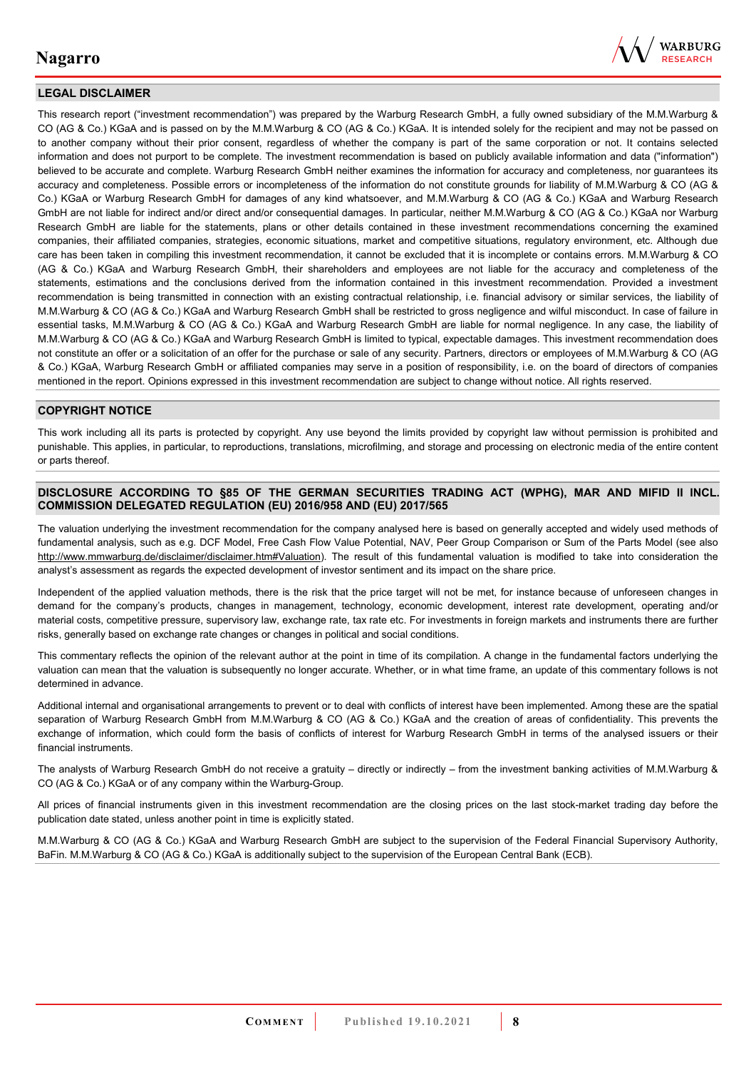## LEGAL DISCLAIMER

This research report ("investment recommendation") was prepared by the Warburg Research GmbH, a fully owned subsidiary of the M.M.Warburg & CO (AG & Co.) KGaA and is passed on by the M.M.Warburg & CO (AG & Co.) KGaA. It is intended solely for the recipient and may not be passed on to another company without their prior consent, regardless of whether the company is part of the same corporation or not. It contains selected information and does not purport to be complete. The investment recommendation is based on publicly available information and data ("information") believed to be accurate and complete. Warburg Research GmbH neither examines the information for accuracy and completeness, nor guarantees its accuracy and completeness. Possible errors or incompleteness of the information do not constitute grounds for liability of M.M.Warburg & CO (AG & Co.) KGaA or Warburg Research GmbH for damages of any kind whatsoever, and M.M.Warburg & CO (AG & Co.) KGaA and Warburg Research GmbH are not liable for indirect and/or direct and/or consequential damages. In particular, neither M.M.Warburg & CO (AG & Co.) KGaA nor Warburg Research GmbH are liable for the statements, plans or other details contained in these investment recommendations concerning the examined companies, their affiliated companies, strategies, economic situations, market and competitive situations, regulatory environment, etc. Although due care has been taken in compiling this investment recommendation, it cannot be excluded that it is incomplete or contains errors. M.M.Warburg & CO (AG & Co.) KGaA and Warburg Research GmbH, their shareholders and employees are not liable for the accuracy and completeness of the statements, estimations and the conclusions derived from the information contained in this investment recommendation. Provided a investment recommendation is being transmitted in connection with an existing contractual relationship, i.e. financial advisory or similar services, the liability of M.M.Warburg & CO (AG & Co.) KGaA and Warburg Research GmbH shall be restricted to gross negligence and wilful misconduct. In case of failure in essential tasks, M.M.Warburg & CO (AG & Co.) KGaA and Warburg Research GmbH are liable for normal negligence. In any case, the liability of M.M.Warburg & CO (AG & Co.) KGaA and Warburg Research GmbH is limited to typical, expectable damages. This investment recommendation does not constitute an offer or a solicitation of an offer for the purchase or sale of any security. Partners, directors or employees of M.M.Warburg & CO (AG & Co.) KGaA, Warburg Research GmbH or affiliated companies may serve in a position of responsibility, i.e. on the board of directors of companies mentioned in the report. Opinions expressed in this investment recommendation are subject to change without notice. All rights reserved.

## COPYRIGHT NOTICE

This work including all its parts is protected by copyright. Any use beyond the limits provided by copyright law without permission is prohibited and punishable. This applies, in particular, to reproductions, translations, microfilming, and storage and processing on electronic media of the entire content or parts thereof.

## DISCLOSURE ACCORDING TO §85 OF THE GERMAN SECURITIES TRADING ACT (WPHG), MAR AND MIFID II INCL. COMMISSION DELEGATED REGULATION (EU) 2016/958 AND (EU) 2017/565

The valuation underlying the investment recommendation for the company analysed here is based on generally accepted and widely used methods of fundamental analysis, such as e.g. DCF Model, Free Cash Flow Value Potential, NAV, Peer Group Comparison or Sum of the Parts Model (see also http://www.mmwarburg.de/disclaimer/disclaimer.htm#Valuation). The result of this fundamental valuation is modified to take into consideration the analyst's assessment as regards the expected development of investor sentiment and its impact on the share price.

Independent of the applied valuation methods, there is the risk that the price target will not be met, for instance because of unforeseen changes in demand for the company's products, changes in management, technology, economic development, interest rate development, operating and/or material costs, competitive pressure, supervisory law, exchange rate, tax rate etc. For investments in foreign markets and instruments there are further risks, generally based on exchange rate changes or changes in political and social conditions.

This commentary reflects the opinion of the relevant author at the point in time of its compilation. A change in the fundamental factors underlying the valuation can mean that the valuation is subsequently no longer accurate. Whether, or in what time frame, an update of this commentary follows is not determined in advance.

Additional internal and organisational arrangements to prevent or to deal with conflicts of interest have been implemented. Among these are the spatial separation of Warburg Research GmbH from M.M.Warburg & CO (AG & Co.) KGaA and the creation of areas of confidentiality. This prevents the exchange of information, which could form the basis of conflicts of interest for Warburg Research GmbH in terms of the analysed issuers or their financial instruments.

The analysts of Warburg Research GmbH do not receive a gratuity – directly or indirectly – from the investment banking activities of M.M.Warburg & CO (AG & Co.) KGaA or of any company within the Warburg-Group.

All prices of financial instruments given in this investment recommendation are the closing prices on the last stock-market trading day before the publication date stated, unless another point in time is explicitly stated.

M.M.Warburg & CO (AG & Co.) KGaA and Warburg Research GmbH are subject to the supervision of the Federal Financial Supervisory Authority, BaFin. M.M.Warburg & CO (AG & Co.) KGaA is additionally subject to the supervision of the European Central Bank (ECB).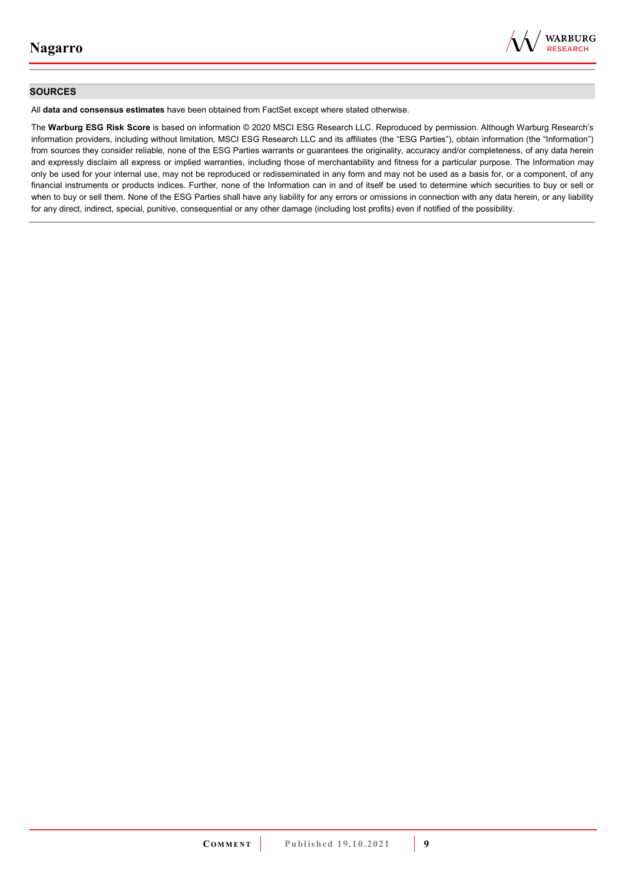## SOURCES

All **data and consensus estimates** have been obtained from FactSet except where stated otherwise.

The **Warburg ESG Risk Score** is based on information © 2020 MSCI ESG Research LLC. Reproduced by permission. Although Warburg Research's information providers, including without limitation, MSCI ESG Research LLC and its affiliates (the "ESG Parties"), obtain information (the "Information") from sources they consider reliable, none of the ESG Parties warrants or guarantees the originality, accuracy and/or completeness, of any data herein and expressly disclaim all express or implied warranties, including those of merchantability and fitness for a particular purpose. The Information may only be used for your internal use, may not be reproduced or redisseminated in any form and may not be used as a basis for, or a component, of any financial instruments or products indices. Further, none of the Information can in and of itself be used to determine which securities to buy or sell or when to buy or sell them. None of the ESG Parties shall have any liability for any errors or omissions in connection with any data herein, or any liability for any direct, indirect, special, punitive, consequential or any other damage (including lost profits) even if notified of the possibility.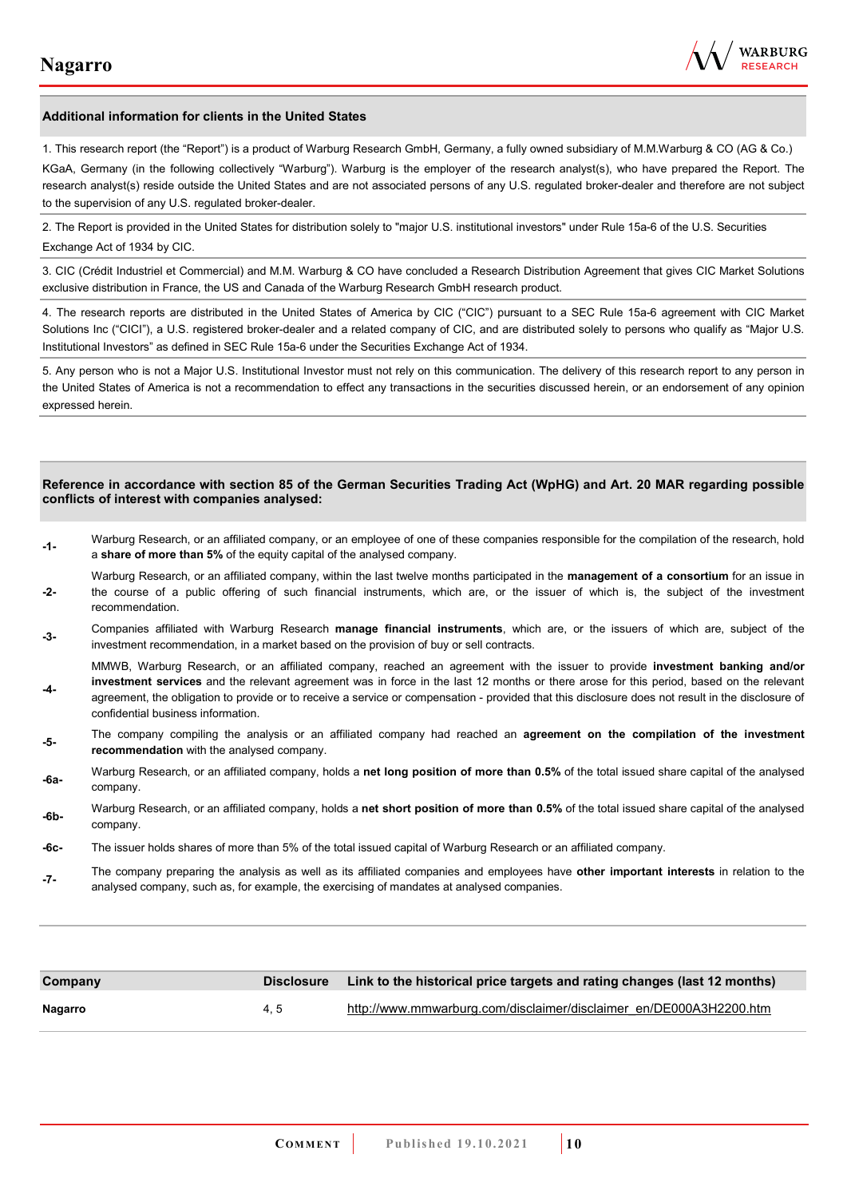### Additional information for clients in the United States

1. This research report (the "Report") is a product of Warburg Research GmbH, Germany, a fully owned subsidiary of M.M.Warburg & CO (AG & Co.) KGaA, Germany (in the following collectively "Warburg"). Warburg is the employer of the research analyst(s), who have prepared the Report. The research analyst(s) reside outside the United States and are not associated persons of any U.S. regulated broker-dealer and therefore are not subject to the supervision of any U.S. regulated broker-dealer.

2. The Report is provided in the United States for distribution solely to "major U.S. institutional investors" under Rule 15a-6 of the U.S. Securities Exchange Act of 1934 by CIC.

3. CIC (Crédit Industriel et Commercial) and M.M. Warburg & CO have concluded a Research Distribution Agreement that gives CIC Market Solutions exclusive distribution in France, the US and Canada of the Warburg Research GmbH research product.

4. The research reports are distributed in the United States of America by CIC ("CIC") pursuant to a SEC Rule 15a-6 agreement with CIC Market Solutions Inc ("CICI"), a U.S. registered broker-dealer and a related company of CIC, and are distributed solely to persons who qualify as "Major U.S. Institutional Investors" as defined in SEC Rule 15a-6 under the Securities Exchange Act of 1934.

5. Any person who is not a Major U.S. Institutional Investor must not rely on this communication. The delivery of this research report to any person in the United States of America is not a recommendation to effect any transactions in the securities discussed herein, or an endorsement of any opinion expressed herein.

### Reference in accordance with section 85 of the German Securities Trading Act (WpHG) and Art. 20 MAR regarding possible conflicts of interest with companies analysed:

| | |
|---|---|
| -1- | Warburg Research, or an affiliated company, or an employee of one of these companies responsible for the compilation of the research, hold a **share of more than 5%** of the equity capital of the analysed company. |
| -2- | Warburg Research, or an affiliated company, within the last twelve months participated in the **management of a consortium** for an issue in the course of a public offering of such financial instruments, which are, or the issuer of which is, the subject of the investment recommendation. |
| -3- | Companies affiliated with Warburg Research **manage financial instruments**, which are, or the issuers of which are, subject of the investment recommendation, in a market based on the provision of buy or sell contracts. |
| -4- | MMWB, Warburg Research, or an affiliated company, reached an agreement with the issuer to provide **investment banking and/or investment services** and the relevant agreement was in force in the last 12 months or there arose for this period, based on the relevant agreement, the obligation to provide or to receive a service or compensation - provided that this disclosure does not result in the disclosure of confidential business information. |
| -5- | The company compiling the analysis or an affiliated company had reached an **agreement on the compilation of the investment recommendation** with the analysed company. |
| -6a- | Warburg Research, or an affiliated company, holds a **net long position of more than 0.5%** of the total issued share capital of the analysed company. |
| -6b- | Warburg Research, or an affiliated company, holds a **net short position of more than 0.5%** of the total issued share capital of the analysed company. |
| -6c- | The issuer holds shares of more than 5% of the total issued capital of Warburg Research or an affiliated company. |
| -7- | The company preparing the analysis as well as its affiliated companies and employees have **other important interests** in relation to the analysed company, such as, for example, the exercising of mandates at analysed companies. |

| Company | Disclosure | Link to the historical price targets and rating changes (last 12 months) |
|---|---|---|
| **Nagarro** | 4, 5 | http://www.mmwarburg.com/disclaimer/disclaimer_en/DE000A3H2200.htm |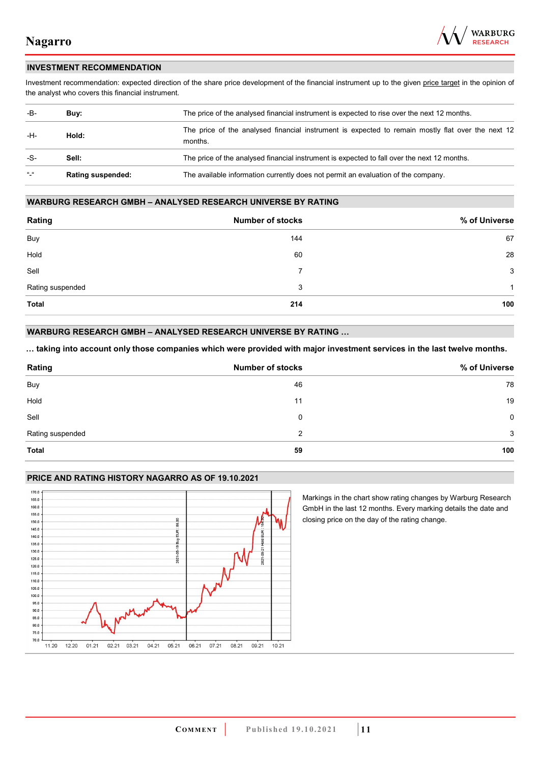## INVESTMENT RECOMMENDATION

Investment recommendation: expected direction of the share price development of the financial instrument up to the given price target in the opinion of the analyst who covers this financial instrument.

| | | |
|---|---|---|
| -B- | **Buy:** | The price of the analysed financial instrument is expected to rise over the next 12 months. |
| -H- | **Hold:** | The price of the analysed financial instrument is expected to remain mostly flat over the next 12 months. |
| -S- | **Sell:** | The price of the analysed financial instrument is expected to fall over the next 12 months. |
| "-" | **Rating suspended:** | The available information currently does not permit an evaluation of the company. |

## WARBURG RESEARCH GMBH – ANALYSED RESEARCH UNIVERSE BY RATING

| Rating | Number of stocks | % of Universe |
|---|---|---|
| Buy | 144 | 67 |
| Hold | 60 | 28 |
| Sell | 7 | 3 |
| Rating suspended | 3 | 1 |
| **Total** | **214** | **100** |

## WARBURG RESEARCH GMBH – ANALYSED RESEARCH UNIVERSE BY RATING …

**… taking into account only those companies which were provided with major investment services in the last twelve months.**

| Rating | Number of stocks | % of Universe |
|---|---|---|
| Buy | 46 | 78 |
| Hold | 11 | 19 |
| Sell | 0 | 0 |
| Rating suspended | 2 | 3 |
| **Total** | **59** | **100** |

## PRICE AND RATING HISTORY NAGARRO AS OF 19.10.2021

Markings in the chart show rating changes by Warburg Research GmbH in the last 12 months. Every marking details the date and closing price on the day of the rating change.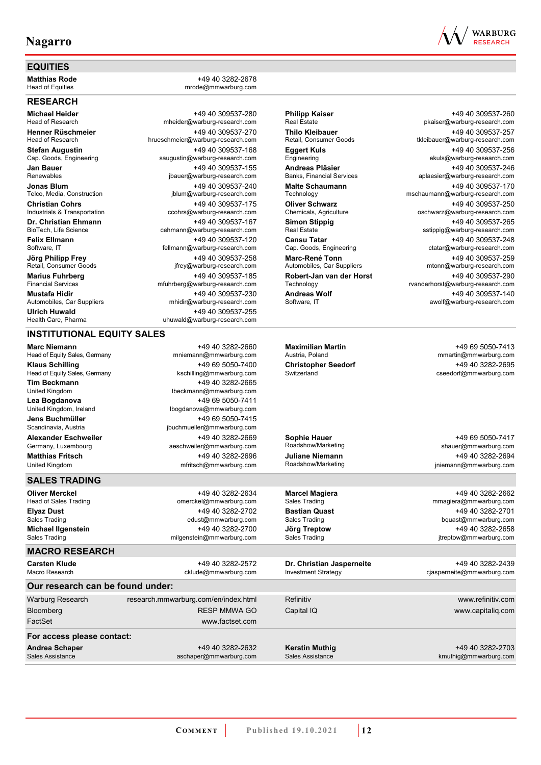## EQUITIES

**Matthias Rode** +49 40 3282-2678
Head of Equities mrode@mmwarburg.com

## RESEARCH

**Michael Heider** +49 40 309537-280
Head of Research mheider@warburg-research.com

**Henner Rüschmeier** +49 40 309537-270
Head of Research hrueschmeier@warburg-research.com

**Stefan Augustin** +49 40 309537-168
Cap. Goods, Engineering saugustin@warburg-research.com

**Jan Bauer** +49 40 309537-155
Renewables jbauer@warburg-research.com

**Jonas Blum** +49 40 309537-240
Telco, Media, Construction jblum@warburg-research.com

**Christian Cohrs** +49 40 309537-175
Industrials & Transportation ccohrs@warburg-research.com

**Dr. Christian Ehmann** +49 40 309537-167
BioTech, Life Science cehmann@warburg-research.com

**Felix Ellmann** +49 40 309537-120
Software, IT fellmann@warburg-research.com

**Jörg Philipp Frey** +49 40 309537-258
Retail, Consumer Goods jfrey@warburg-research.com

**Marius Fuhrberg** +49 40 309537-185
Financial Services mfuhrberg@warburg-research.com

**Mustafa Hidir** +49 40 309537-230
Automobiles, Car Suppliers mhidir@warburg-research.com

**Ulrich Huwald** +49 40 309537-255
Health Care, Pharma uhuwald@warburg-research.com

**Philipp Kaiser** +49 40 309537-260
Real Estate pkaiser@warburg-research.com

**Thilo Kleibauer** +49 40 309537-257
Retail, Consumer Goods tkleibauer@warburg-research.com

**Eggert Kuls** +49 40 309537-256
Engineering ekuls@warburg-research.com

**Andreas Pläsier** +49 40 309537-246
Banks, Financial Services aplaesier@warburg-research.com

**Malte Schaumann** +49 40 309537-170
Technology mschaumann@warburg-research.com

**Oliver Schwarz** +49 40 309537-250
Chemicals, Agriculture oschwarz@warburg-research.com

**Simon Stippig** +49 40 309537-265
Real Estate sstippig@warburg-research.com

**Cansu Tatar** +49 40 309537-248
Cap. Goods, Engineering ctatar@warburg-research.com

**Marc-René Tonn** +49 40 309537-259
Automobiles, Car Suppliers mtonn@warburg-research.com

**Robert-Jan van der Horst** +49 40 309537-290
Technology rvanderhorst@warburg-research.com

**Andreas Wolf** +49 40 309537-140
Software, IT awolf@warburg-research.com

## INSTITUTIONAL EQUITY SALES

**Marc Niemann** +49 40 3282-2660
Head of Equity Sales, Germany mniemann@mmwarburg.com

**Klaus Schilling** +49 69 5050-7400
Head of Equity Sales, Germany kschilling@mmwarburg.com

**Tim Beckmann** +49 40 3282-2665
United Kingdom tbeckmann@mmwarburg.com

**Lea Bogdanova** +49 69 5050-7411
United Kingdom, Ireland lbogdanova@mmwarburg.com

**Jens Buchmüller** +49 69 5050-7415
Scandinavia, Austria jbuchmueller@mmwarburg.com

**Alexander Eschweiler** +49 40 3282-2669
Germany, Luxembourg aeschweiler@mmwarburg.com

**Matthias Fritsch** +49 40 3282-2696
United Kingdom mfritsch@mmwarburg.com

**Maximilian Martin** +49 69 5050-7413
Austria, Poland mmartin@mmwarburg.com

**Christopher Seedorf** +49 40 3282-2695
Switzerland cseedorf@mmwarburg.com

**Sophie Hauer** +49 69 5050-7417
Roadshow/Marketing shauer@mmwarburg.com

**Juliane Niemann** +49 40 3282-2694
Roadshow/Marketing jniemann@mmwarburg.com

## SALES TRADING

**Oliver Merckel** +49 40 3282-2634
Head of Sales Trading omerckel@mmwarburg.com

**Elyaz Dust** +49 40 3282-2702
Sales Trading edust@mmwarburg.com

**Michael Ilgenstein** +49 40 3282-2700
Sales Trading milgenstein@mmwarburg.com

**Marcel Magiera** +49 40 3282-2662
Sales Trading mmagiera@mmwarburg.com

**Bastian Quast** +49 40 3282-2701
Sales Trading bquast@mmwarburg.com

**Jörg Treptow** +49 40 3282-2658
Sales Trading jtreptow@mmwarburg.com

## MACRO RESEARCH

**Carsten Klude** +49 40 3282-2572
Macro Research cklude@mmwarburg.com

**Dr. Christian Jasperneite** +49 40 3282-2439
Investment Strategy cjasperneite@mmwarburg.com

## Our research can be found under:

| | |
|---|---|
| Warburg Research | research.mmwarburg.com/en/index.html |
| Bloomberg | RESP MMWA GO |
| FactSet | www.factset.com |
| Refinitiv | www.refinitiv.com |
| Capital IQ | www.capitaliq.com |

## For access please contact:

**Andrea Schaper** +49 40 3282-2632
Sales Assistance aschaper@mmwarburg.com

**Kerstin Muthig** +49 40 3282-2703
Sales Assistance kmuthig@mmwarburg.com